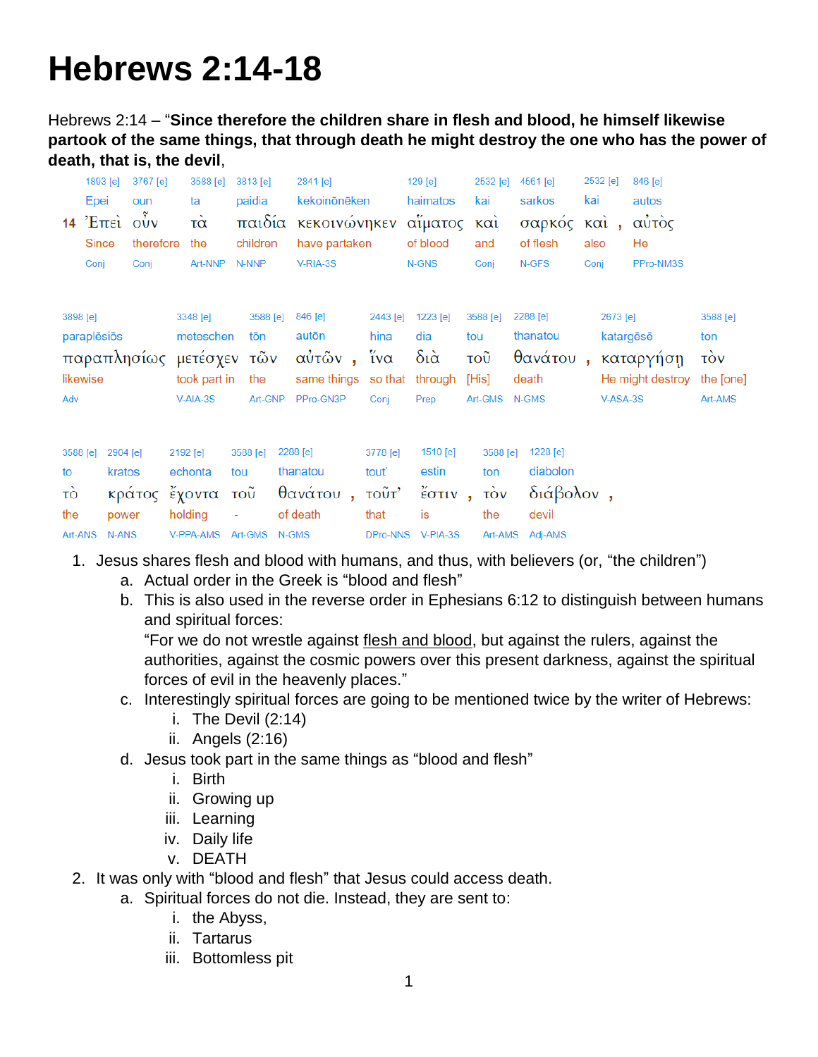# Hebrews 2:14-18

Hebrews 2:14 – "**Since therefore the children share in flesh and blood, he himself likewise partook of the same things, that through death he might destroy the one who has the power of death, that is, the devil**,

| 1893 [e] | 3767 [e] | 3588 [e] | 3813 [e] | 2841 [e] | 129 [e] | 2532 [e] | 4561 [e] | 2532 [e] | 846 [e] |
|---|---|---|---|---|---|---|---|---|---|
| Epei | oun | ta | paidia | kekoinōnēken | haimatos | kai | sarkos | kai | autos |
| 14 Ἐπεὶ | οὖν | τὰ | παιδία | κεκοινώνηκεν | αἵματος | καὶ | σαρκός | καὶ , | αὐτὸς |
| Since | therefore | the | children | have partaken | of blood | and | of flesh | also | He |
| Conj | Conj | Art-NNP | N-NNP | V-RIA-3S | N-GNS | Conj | N-GFS | Conj | PPro-NM3S |

| 3898 [e] | 3348 [e] | 3588 [e] | 846 [e] | 2443 [e] | 1223 [e] | 3588 [e] | 2288 [e] | 2673 [e] | 3588 [e] |
|---|---|---|---|---|---|---|---|---|---|
| paraplēsiōs | meteschen | tōn | autōn | hina | dia | tou | thanatou | katargēsē | ton |
| παραπλησίως | μετέσχεν | τῶν | αὐτῶν , | ἵνα | διὰ | τοῦ | θανάτου , | καταργήσῃ | τὸν |
| likewise | took part in | the | same things | so that | through | [His] | death | He might destroy | the [one] |
| Adv | V-AIA-3S | Art-GNP | PPro-GN3P | Conj | Prep | Art-GMS | N-GMS | V-ASA-3S | Art-AMS |

| 3588 [e] | 2904 [e] | 2192 [e] | 3588 [e] | 2288 [e] | 3778 [e] | 1510 [e] | 3588 [e] | 1228 [e] |
|---|---|---|---|---|---|---|---|---|
| to | kratos | echonta | tou | thanatou | tout' | estin | ton | diabolon |
| τὸ | κράτος | ἔχοντα | τοῦ | θανάτου , | τοῦτ' | ἔστιν , | τὸν | διάβολον , |
| the | power | holding | - | of death | that | is | the | devil |
| Art-ANS | N-ANS | V-PPA-AMS | Art-GMS | N-GMS | DPro-NNS | V-PIA-3S | Art-AMS | Adj-AMS |

1. Jesus shares flesh and blood with humans, and thus, with believers (or, "the children")
   a. Actual order in the Greek is "blood and flesh"
   b. This is also used in the reverse order in Ephesians 6:12 to distinguish between humans and spiritual forces:
      "For we do not wrestle against flesh and blood, but against the rulers, against the authorities, against the cosmic powers over this present darkness, against the spiritual forces of evil in the heavenly places."
   c. Interestingly spiritual forces are going to be mentioned twice by the writer of Hebrews:
      i. The Devil (2:14)
      ii. Angels (2:16)
   d. Jesus took part in the same things as "blood and flesh"
      i. Birth
      ii. Growing up
      iii. Learning
      iv. Daily life
      v. DEATH
2. It was only with "blood and flesh" that Jesus could access death.
   a. Spiritual forces do not die. Instead, they are sent to:
      i. the Abyss,
      ii. Tartarus
      iii. Bottomless pit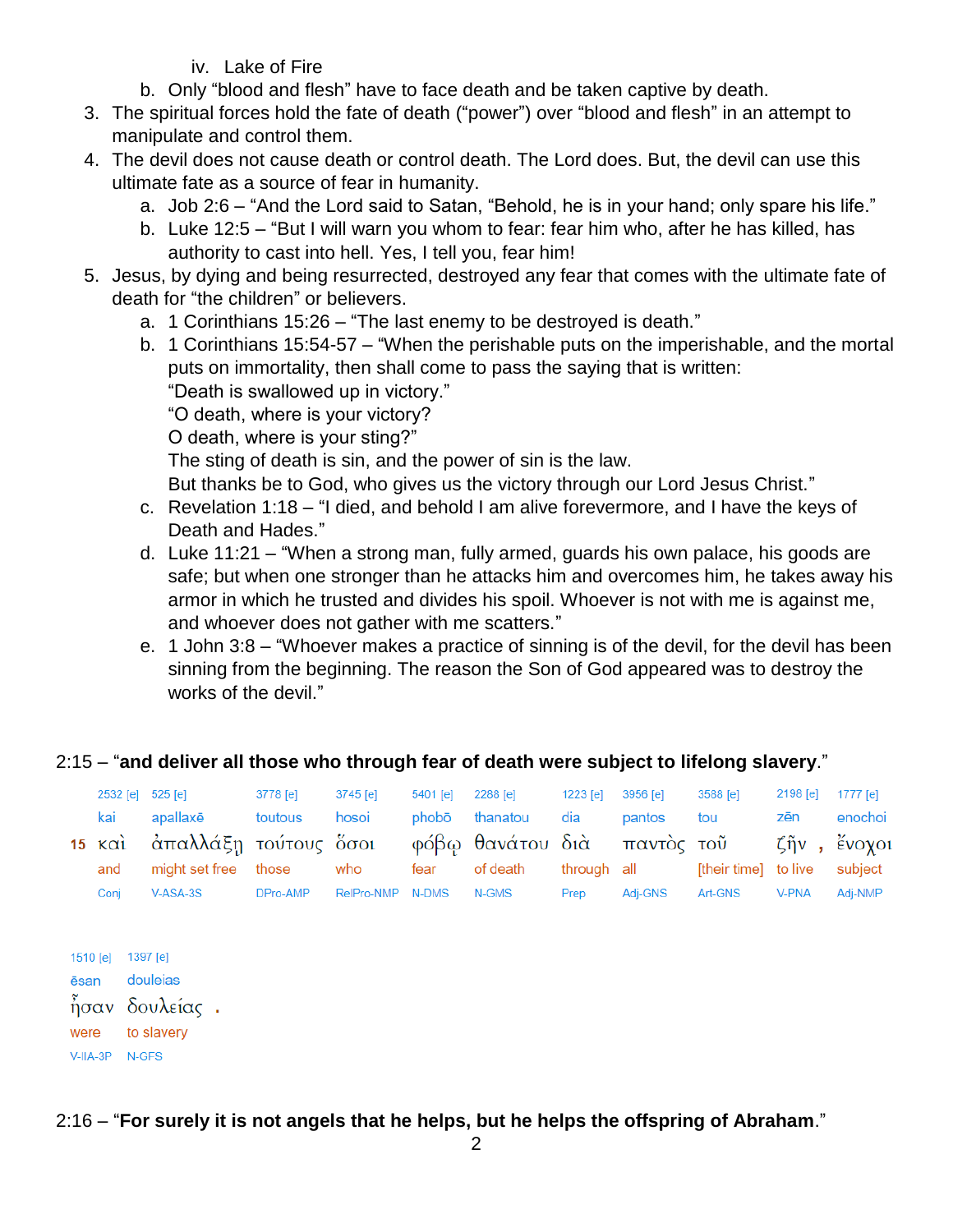iv. Lake of Fire

   b. Only "blood and flesh" have to face death and be taken captive by death.

3. The spiritual forces hold the fate of death ("power") over "blood and flesh" in an attempt to manipulate and control them.
4. The devil does not cause death or control death. The Lord does. But, the devil can use this ultimate fate as a source of fear in humanity.
   a. Job 2:6 – "And the Lord said to Satan, "Behold, he is in your hand; only spare his life."
   b. Luke 12:5 – "But I will warn you whom to fear: fear him who, after he has killed, has authority to cast into hell. Yes, I tell you, fear him!
5. Jesus, by dying and being resurrected, destroyed any fear that comes with the ultimate fate of death for "the children" or believers.
   a. 1 Corinthians 15:26 – "The last enemy to be destroyed is death."
   b. 1 Corinthians 15:54-57 – "When the perishable puts on the imperishable, and the mortal puts on immortality, then shall come to pass the saying that is written:
   "Death is swallowed up in victory."
   "O death, where is your victory?
   O death, where is your sting?"
   The sting of death is sin, and the power of sin is the law.
   But thanks be to God, who gives us the victory through our Lord Jesus Christ."
   c. Revelation 1:18 – "I died, and behold I am alive forevermore, and I have the keys of Death and Hades."
   d. Luke 11:21 – "When a strong man, fully armed, guards his own palace, his goods are safe; but when one stronger than he attacks him and overcomes him, he takes away his armor in which he trusted and divides his spoil. Whoever is not with me is against me, and whoever does not gather with me scatters."
   e. 1 John 3:8 – "Whoever makes a practice of sinning is of the devil, for the devil has been sinning from the beginning. The reason the Son of God appeared was to destroy the works of the devil."

2:15 – "**and deliver all those who through fear of death were subject to lifelong slavery**."

| | 2532 [e] | 525 [e] | 3778 [e] | 3745 [e] | 5401 [e] | 2288 [e] | 1223 [e] | 3956 [e] | 3588 [e] | 2198 [e] | 1777 [e] |
|---|---|---|---|---|---|---|---|---|---|---|---|
| | kai | apallaxē | toutous | hosoi | phobō | thanatou | dia | pantos | tou | zēn | enochoi |
| 15 | καὶ | ἀπαλλάξῃ | τούτους | ὅσοι | φόβῳ | θανάτου | διὰ | παντὸς | τοῦ | ζῆν , | ἔνοχοι |
| | and | might set free | those | who | fear | of death | through | all | [their time] | to live | subject |
| | Conj | V-ASA-3S | DPro-AMP | RelPro-NMP | N-DMS | N-GMS | Prep | Adj-GNS | Art-GNS | V-PNA | Adj-NMP |

| 1510 [e] | 1397 [e] |
|---|---|
| ēsan | douleias |
| ἦσαν | δουλείας . |
| were | to slavery |
| V-IIA-3P | N-GFS |

2:16 – "**For surely it is not angels that he helps, but he helps the offspring of Abraham**."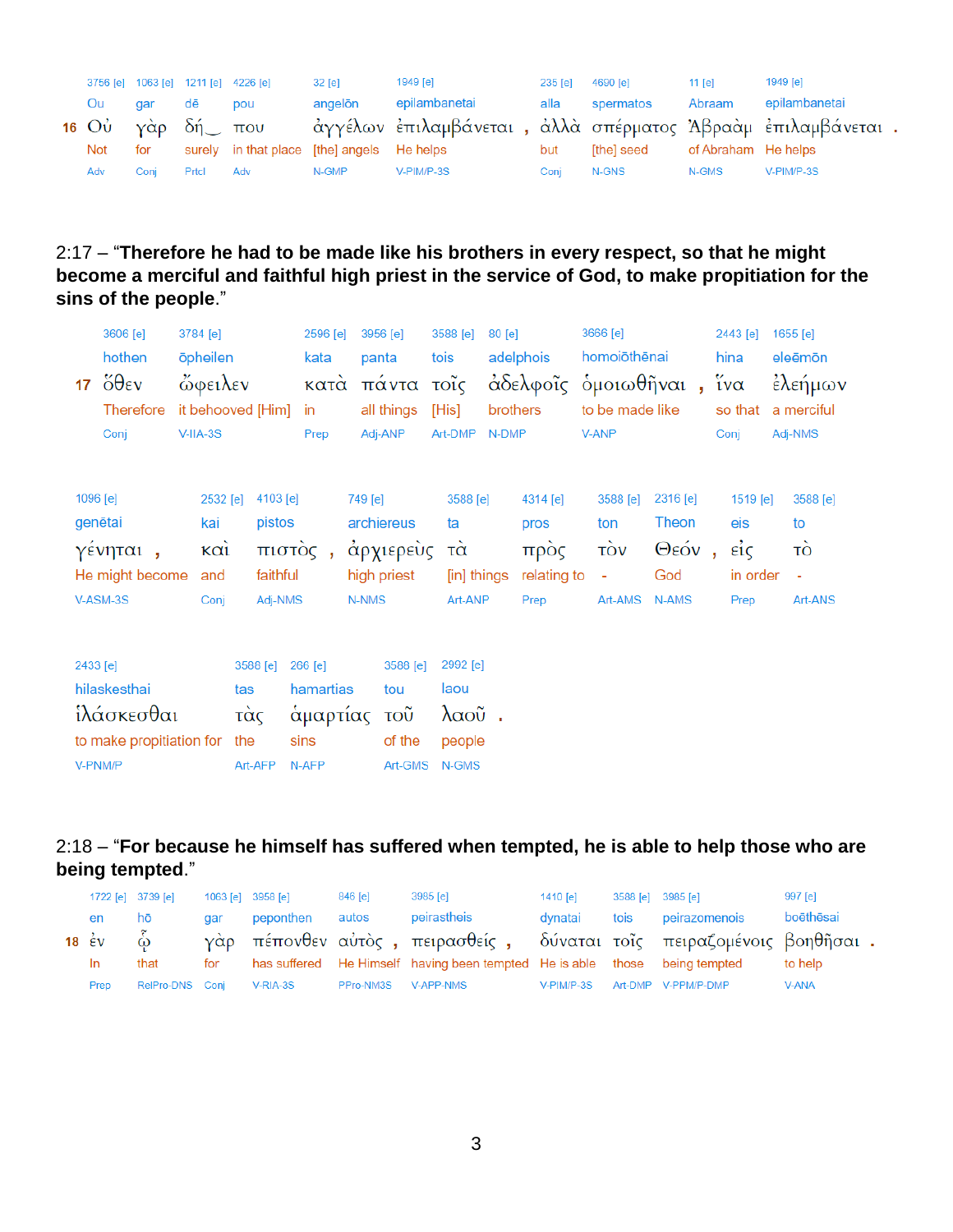| | | | | | | | | | | |
|---|---|---|---|---|---|---|---|---|---|---|
| | 3756 [e] | 1063 [e] | 1211 [e] | 4226 [e] | 32 [e] | 1949 [e] | 235 [e] | 4690 [e] | 11 [e] | 1949 [e] |
| | Ou | gar | dē | pou | angelōn | epilambanetai | alla | spermatos | Abraam | epilambanetai |
| 16 | Οὐ | γὰρ | δή | που | ἀγγέλων | ἐπιλαμβάνεται , | ἀλλὰ | σπέρματος | Ἀβραὰμ | ἐπιλαμβάνεται . |
| | Not | for | surely | in that place | [the] angels | He helps | but | [the] seed | of Abraham | He helps |
| | Adv | Conj | Prtcl | Adv | N-GMP | V-PIM/P-3S | Conj | N-GNS | N-GMS | V-PIM/P-3S |

2:17 – “**Therefore he had to be made like his brothers in every respect, so that he might become a merciful and faithful high priest in the service of God, to make propitiation for the sins of the people**.”

| | | | | | | | | | |
|---|---|---|---|---|---|---|---|---|---|
| | 3606 [e] | 3784 [e] | 2596 [e] | 3956 [e] | 3588 [e] | 80 [e] | 3666 [e] | 2443 [e] | 1655 [e] |
| | hothen | ōpheilen | kata | panta | tois | adelphois | homoiōthēnai | hina | eleēmōn |
| 17 | ὅθεν | ὤφειλεν | κατὰ | πάντα | τοῖς | ἀδελφοῖς | ὁμοιωθῆναι , | ἵνα | ἐλεήμων |
| | Therefore | it behooved [Him] | in | all things | [His] | brothers | to be made like | so that | a merciful |
| | Conj | V-IIA-3S | Prep | Adj-ANP | Art-DMP | N-DMP | V-ANP | Conj | Adj-NMS |

| | | | | | | | | | |
|---|---|---|---|---|---|---|---|---|---|
| 1096 [e] | 2532 [e] | 4103 [e] | 749 [e] | 3588 [e] | 4314 [e] | 3588 [e] | 2316 [e] | 1519 [e] | 3588 [e] |
| genētai | kai | pistos | archiereus | ta | pros | ton | Theon | eis | to |
| γένηται , | καὶ | πιστὸς , | ἀρχιερεὺς | τὰ | πρὸς | τὸν | Θεόν , | εἰς | τὸ |
| He might become | and | faithful | high priest | [in] things | relating to | - | God | in order | - |
| V-ASM-3S | Conj | Adj-NMS | N-NMS | Art-ANP | Prep | Art-AMS | N-AMS | Prep | Art-ANS |

| | | | | |
|---|---|---|---|---|
| 2433 [e] | 3588 [e] | 266 [e] | 3588 [e] | 2992 [e] |
| hilaskesthai | tas | hamartias | tou | laou |
| ἱλάσκεσθαι | τὰς | ἁμαρτίας | τοῦ | λαοῦ . |
| to make propitiation for | the | sins | of the | people |
| V-PNM/P | Art-AFP | N-AFP | Art-GMS | N-GMS |

2:18 – “**For because he himself has suffered when tempted, he is able to help those who are being tempted**.”

| | | | | | | | | | | |
|---|---|---|---|---|---|---|---|---|---|---|
| | 1722 [e] | 3739 [e] | 1063 [e] | 3958 [e] | 846 [e] | 3985 [e] | 1410 [e] | 3588 [e] | 3985 [e] | 997 [e] |
| | en | hō | gar | peponthen | autos | peirastheis | dynatai | tois | peirazomenois | boēthēsai |
| 18 | ἐν | ᾧ | γὰρ | πέπονθεν | αὐτὸς , | πειρασθείς , | δύναται | τοῖς | πειραζομένοις | βοηθῆσαι . |
| | In | that | for | has suffered | He Himself | having been tempted | He is able | those | being tempted | to help |
| | Prep | RelPro-DNS | Conj | V-RIA-3S | PPro-NM3S | V-APP-NMS | V-PIM/P-3S | Art-DMP | V-PPM/P-DMP | V-ANA |